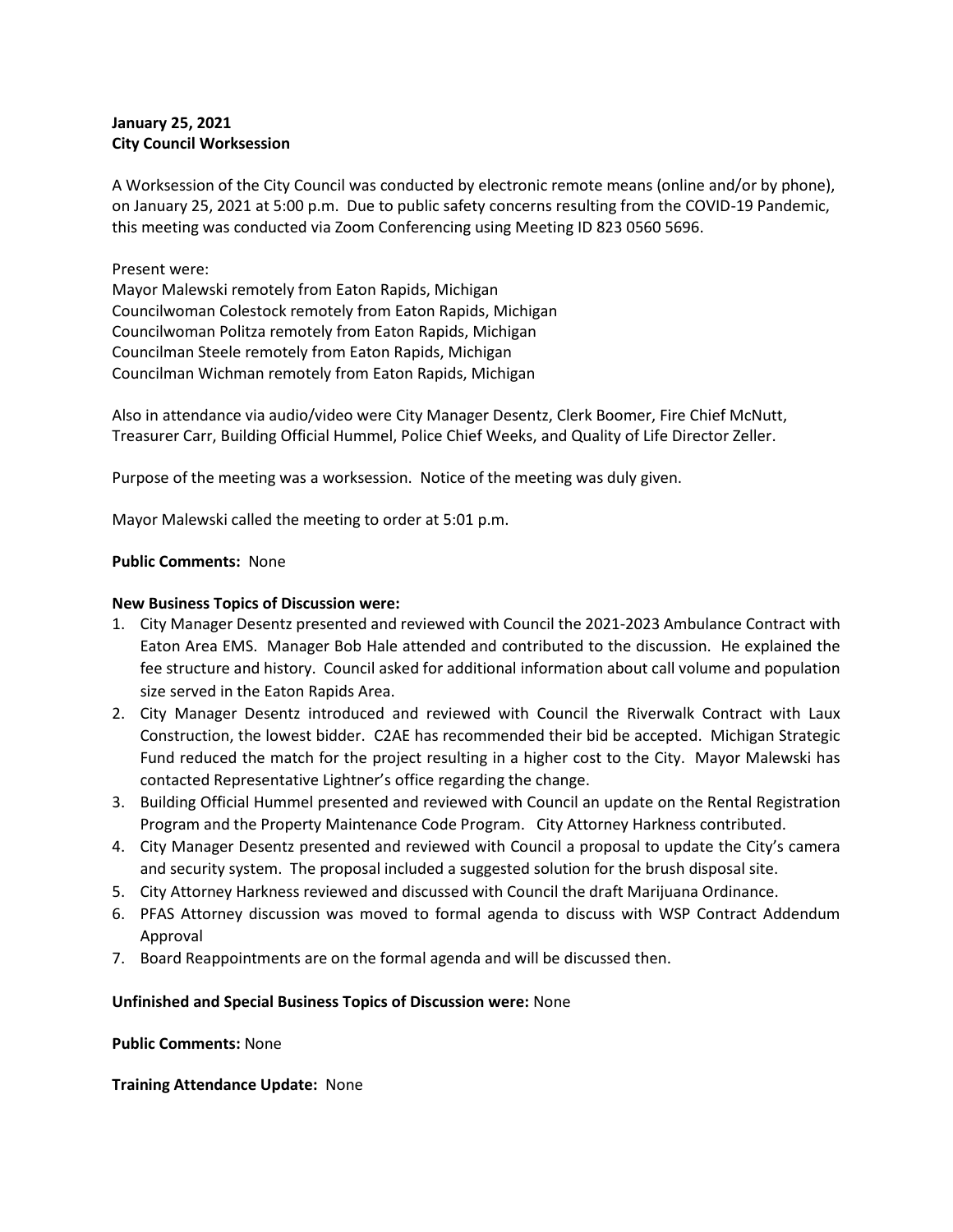**January 25, 2021**
**City Council Worksession**

A Worksession of the City Council was conducted by electronic remote means (online and/or by phone), on January 25, 2021 at 5:00 p.m. Due to public safety concerns resulting from the COVID-19 Pandemic, this meeting was conducted via Zoom Conferencing using Meeting ID 823 0560 5696.

Present were:
Mayor Malewski remotely from Eaton Rapids, Michigan
Councilwoman Colestock remotely from Eaton Rapids, Michigan
Councilwoman Politza remotely from Eaton Rapids, Michigan
Councilman Steele remotely from Eaton Rapids, Michigan
Councilman Wichman remotely from Eaton Rapids, Michigan

Also in attendance via audio/video were City Manager Desentz, Clerk Boomer, Fire Chief McNutt, Treasurer Carr, Building Official Hummel, Police Chief Weeks, and Quality of Life Director Zeller.

Purpose of the meeting was a worksession. Notice of the meeting was duly given.

Mayor Malewski called the meeting to order at 5:01 p.m.

**Public Comments:** None

**New Business Topics of Discussion were:**

1. City Manager Desentz presented and reviewed with Council the 2021-2023 Ambulance Contract with Eaton Area EMS. Manager Bob Hale attended and contributed to the discussion. He explained the fee structure and history. Council asked for additional information about call volume and population size served in the Eaton Rapids Area.
2. City Manager Desentz introduced and reviewed with Council the Riverwalk Contract with Laux Construction, the lowest bidder. C2AE has recommended their bid be accepted. Michigan Strategic Fund reduced the match for the project resulting in a higher cost to the City. Mayor Malewski has contacted Representative Lightner's office regarding the change.
3. Building Official Hummel presented and reviewed with Council an update on the Rental Registration Program and the Property Maintenance Code Program. City Attorney Harkness contributed.
4. City Manager Desentz presented and reviewed with Council a proposal to update the City's camera and security system. The proposal included a suggested solution for the brush disposal site.
5. City Attorney Harkness reviewed and discussed with Council the draft Marijuana Ordinance.
6. PFAS Attorney discussion was moved to formal agenda to discuss with WSP Contract Addendum Approval
7. Board Reappointments are on the formal agenda and will be discussed then.

**Unfinished and Special Business Topics of Discussion were:** None

**Public Comments:** None

**Training Attendance Update:** None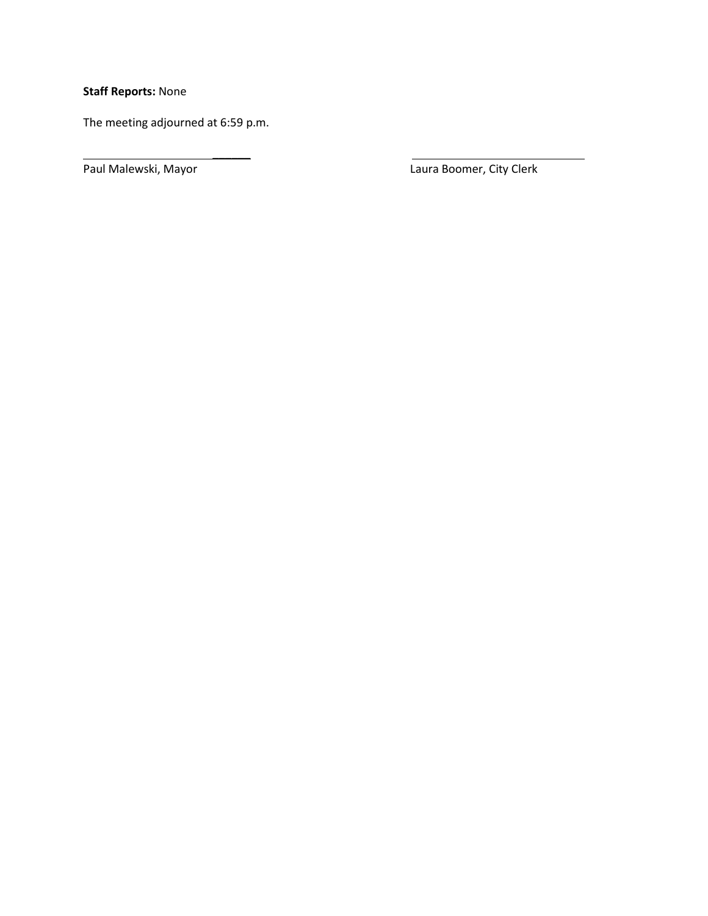**Staff Reports:** None

The meeting adjourned at 6:59 p.m.

\_\_\_\_\_\_\_\_\_\_\_\_\_\_\_\_\_\_\_\_\_\_\_\_\_\_\_\_ \_\_\_\_\_\_\_\_\_\_\_\_\_\_\_\_\_\_\_\_\_\_\_\_\_\_\_\_

Paul Malewski, Mayor Laura Boomer, City Clerk